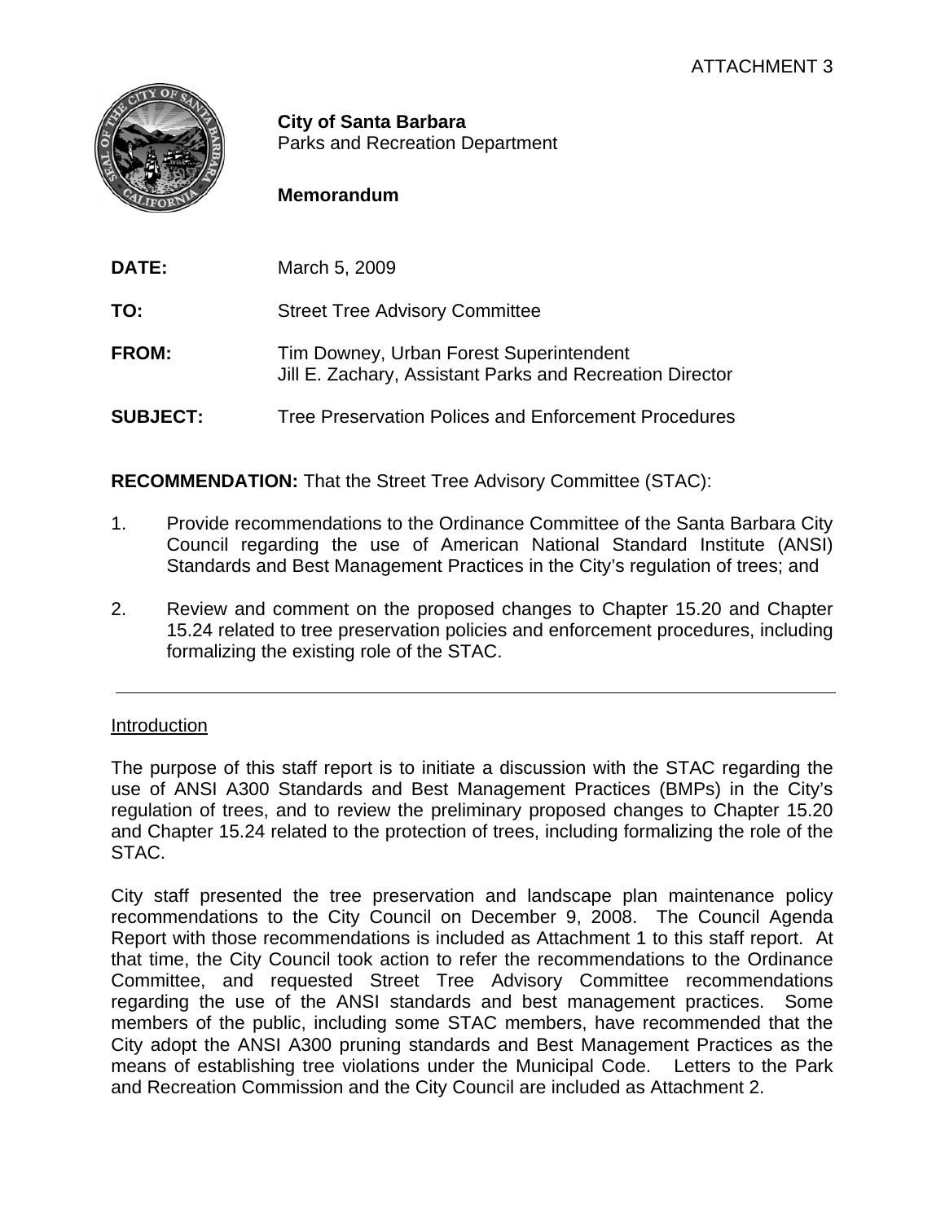ATTACHMENT 3

**City of Santa Barbara**
Parks and Recreation Department

**Memorandum**

**DATE:** March 5, 2009

**TO:** Street Tree Advisory Committee

**FROM:** Tim Downey, Urban Forest Superintendent
Jill E. Zachary, Assistant Parks and Recreation Director

**SUBJECT:** Tree Preservation Polices and Enforcement Procedures

**RECOMMENDATION:** That the Street Tree Advisory Committee (STAC):

1. Provide recommendations to the Ordinance Committee of the Santa Barbara City Council regarding the use of American National Standard Institute (ANSI) Standards and Best Management Practices in the City's regulation of trees; and

2. Review and comment on the proposed changes to Chapter 15.20 and Chapter 15.24 related to tree preservation policies and enforcement procedures, including formalizing the existing role of the STAC.

---

Introduction

The purpose of this staff report is to initiate a discussion with the STAC regarding the use of ANSI A300 Standards and Best Management Practices (BMPs) in the City's regulation of trees, and to review the preliminary proposed changes to Chapter 15.20 and Chapter 15.24 related to the protection of trees, including formalizing the role of the STAC.

City staff presented the tree preservation and landscape plan maintenance policy recommendations to the City Council on December 9, 2008. The Council Agenda Report with those recommendations is included as Attachment 1 to this staff report. At that time, the City Council took action to refer the recommendations to the Ordinance Committee, and requested Street Tree Advisory Committee recommendations regarding the use of the ANSI standards and best management practices. Some members of the public, including some STAC members, have recommended that the City adopt the ANSI A300 pruning standards and Best Management Practices as the means of establishing tree violations under the Municipal Code. Letters to the Park and Recreation Commission and the City Council are included as Attachment 2.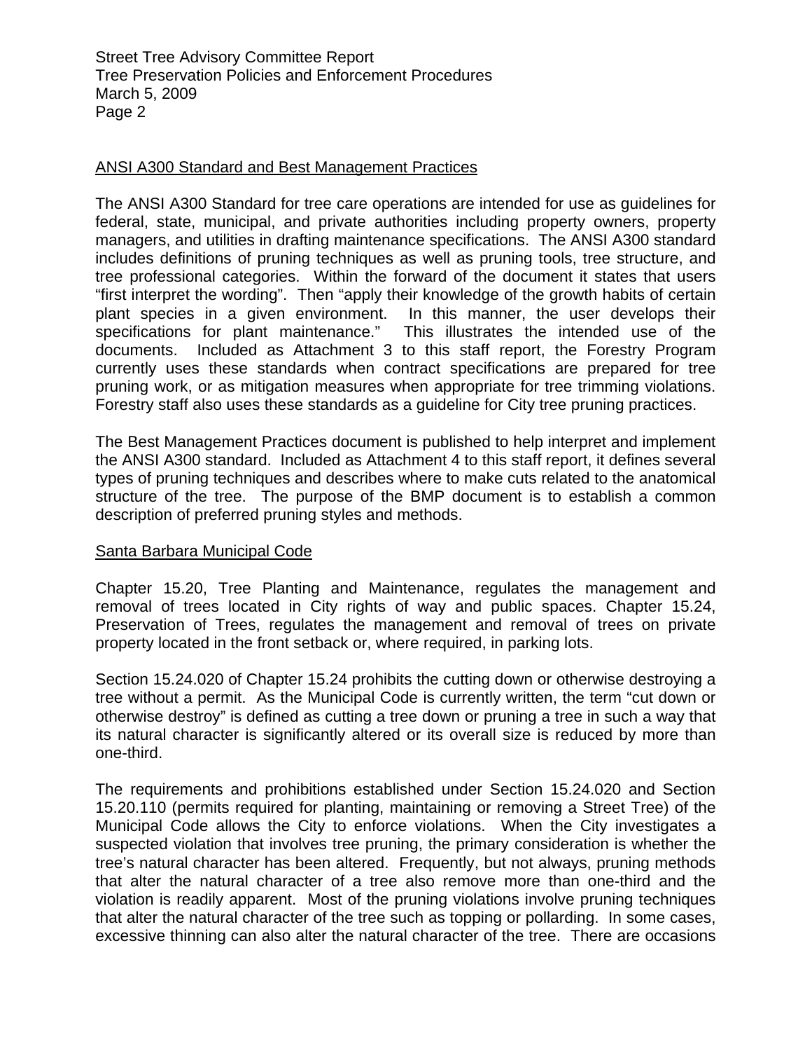## ANSI A300 Standard and Best Management Practices

The ANSI A300 Standard for tree care operations are intended for use as guidelines for federal, state, municipal, and private authorities including property owners, property managers, and utilities in drafting maintenance specifications. The ANSI A300 standard includes definitions of pruning techniques as well as pruning tools, tree structure, and tree professional categories. Within the forward of the document it states that users "first interpret the wording". Then "apply their knowledge of the growth habits of certain plant species in a given environment. In this manner, the user develops their specifications for plant maintenance." This illustrates the intended use of the documents. Included as Attachment 3 to this staff report, the Forestry Program currently uses these standards when contract specifications are prepared for tree pruning work, or as mitigation measures when appropriate for tree trimming violations. Forestry staff also uses these standards as a guideline for City tree pruning practices.

The Best Management Practices document is published to help interpret and implement the ANSI A300 standard. Included as Attachment 4 to this staff report, it defines several types of pruning techniques and describes where to make cuts related to the anatomical structure of the tree. The purpose of the BMP document is to establish a common description of preferred pruning styles and methods.

## Santa Barbara Municipal Code

Chapter 15.20, Tree Planting and Maintenance, regulates the management and removal of trees located in City rights of way and public spaces. Chapter 15.24, Preservation of Trees, regulates the management and removal of trees on private property located in the front setback or, where required, in parking lots.

Section 15.24.020 of Chapter 15.24 prohibits the cutting down or otherwise destroying a tree without a permit. As the Municipal Code is currently written, the term "cut down or otherwise destroy" is defined as cutting a tree down or pruning a tree in such a way that its natural character is significantly altered or its overall size is reduced by more than one-third.

The requirements and prohibitions established under Section 15.24.020 and Section 15.20.110 (permits required for planting, maintaining or removing a Street Tree) of the Municipal Code allows the City to enforce violations. When the City investigates a suspected violation that involves tree pruning, the primary consideration is whether the tree's natural character has been altered. Frequently, but not always, pruning methods that alter the natural character of a tree also remove more than one-third and the violation is readily apparent. Most of the pruning violations involve pruning techniques that alter the natural character of the tree such as topping or pollarding. In some cases, excessive thinning can also alter the natural character of the tree. There are occasions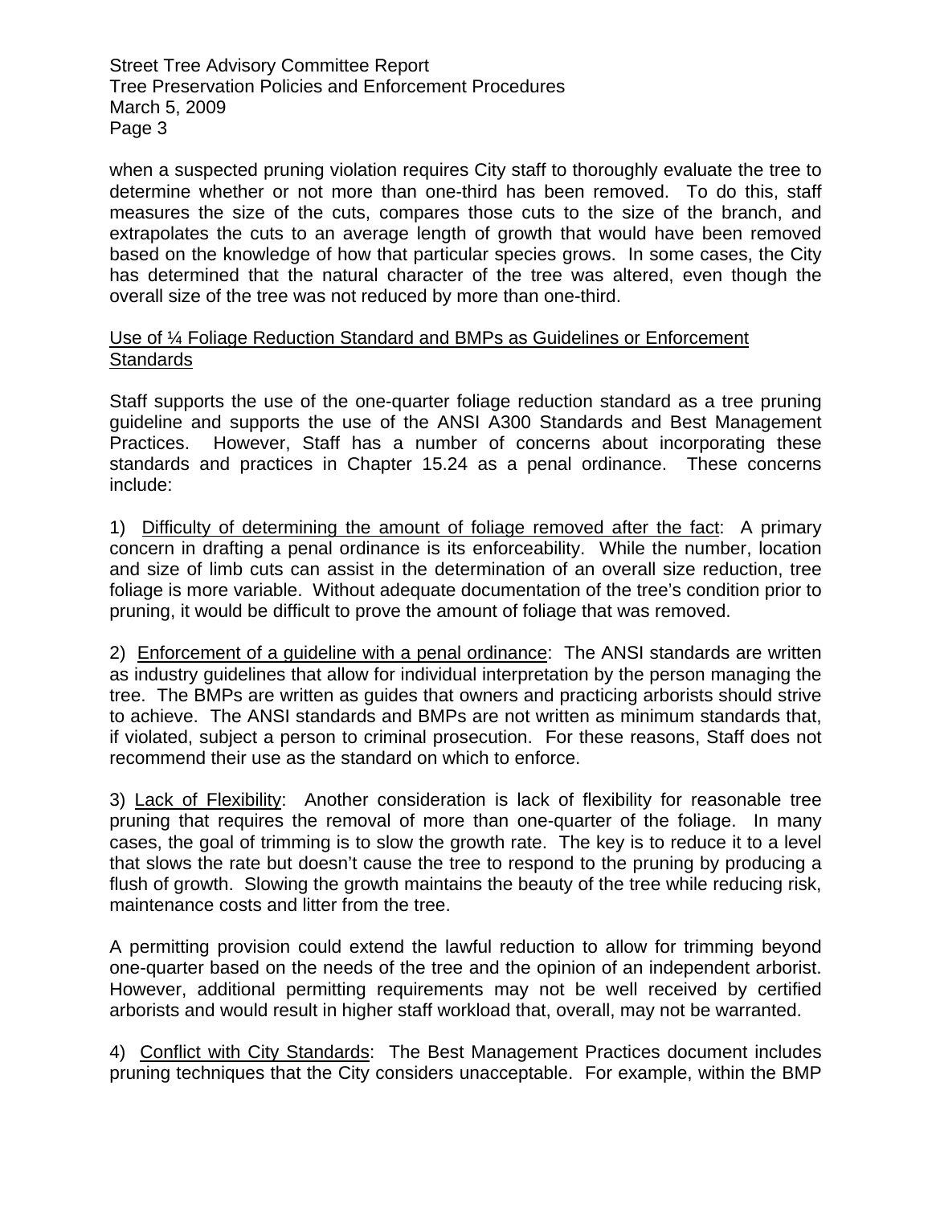when a suspected pruning violation requires City staff to thoroughly evaluate the tree to determine whether or not more than one-third has been removed. To do this, staff measures the size of the cuts, compares those cuts to the size of the branch, and extrapolates the cuts to an average length of growth that would have been removed based on the knowledge of how that particular species grows. In some cases, the City has determined that the natural character of the tree was altered, even though the overall size of the tree was not reduced by more than one-third.

<u>Use of ¼ Foliage Reduction Standard and BMPs as Guidelines or Enforcement Standards</u>

Staff supports the use of the one-quarter foliage reduction standard as a tree pruning guideline and supports the use of the ANSI A300 Standards and Best Management Practices. However, Staff has a number of concerns about incorporating these standards and practices in Chapter 15.24 as a penal ordinance. These concerns include:

1) <u>Difficulty of determining the amount of foliage removed after the fact</u>: A primary concern in drafting a penal ordinance is its enforceability. While the number, location and size of limb cuts can assist in the determination of an overall size reduction, tree foliage is more variable. Without adequate documentation of the tree's condition prior to pruning, it would be difficult to prove the amount of foliage that was removed.

2) <u>Enforcement of a guideline with a penal ordinance</u>: The ANSI standards are written as industry guidelines that allow for individual interpretation by the person managing the tree. The BMPs are written as guides that owners and practicing arborists should strive to achieve. The ANSI standards and BMPs are not written as minimum standards that, if violated, subject a person to criminal prosecution. For these reasons, Staff does not recommend their use as the standard on which to enforce.

3) <u>Lack of Flexibility</u>: Another consideration is lack of flexibility for reasonable tree pruning that requires the removal of more than one-quarter of the foliage. In many cases, the goal of trimming is to slow the growth rate. The key is to reduce it to a level that slows the rate but doesn't cause the tree to respond to the pruning by producing a flush of growth. Slowing the growth maintains the beauty of the tree while reducing risk, maintenance costs and litter from the tree.

A permitting provision could extend the lawful reduction to allow for trimming beyond one-quarter based on the needs of the tree and the opinion of an independent arborist. However, additional permitting requirements may not be well received by certified arborists and would result in higher staff workload that, overall, may not be warranted.

4) <u>Conflict with City Standards</u>: The Best Management Practices document includes pruning techniques that the City considers unacceptable. For example, within the BMP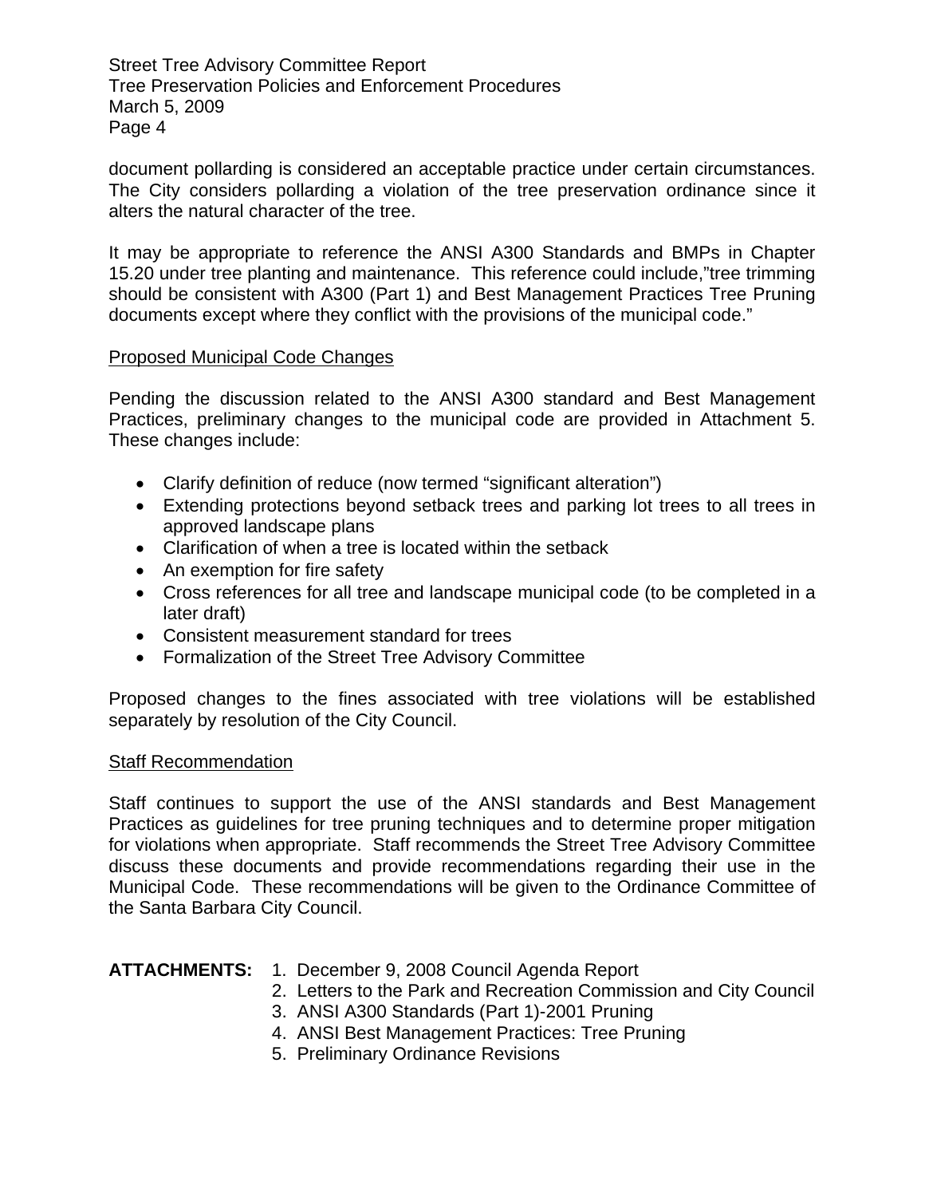document pollarding is considered an acceptable practice under certain circumstances. The City considers pollarding a violation of the tree preservation ordinance since it alters the natural character of the tree.

It may be appropriate to reference the ANSI A300 Standards and BMPs in Chapter 15.20 under tree planting and maintenance. This reference could include,"tree trimming should be consistent with A300 (Part 1) and Best Management Practices Tree Pruning documents except where they conflict with the provisions of the municipal code."

## Proposed Municipal Code Changes

Pending the discussion related to the ANSI A300 standard and Best Management Practices, preliminary changes to the municipal code are provided in Attachment 5. These changes include:

- Clarify definition of reduce (now termed "significant alteration")
- Extending protections beyond setback trees and parking lot trees to all trees in approved landscape plans
- Clarification of when a tree is located within the setback
- An exemption for fire safety
- Cross references for all tree and landscape municipal code (to be completed in a later draft)
- Consistent measurement standard for trees
- Formalization of the Street Tree Advisory Committee

Proposed changes to the fines associated with tree violations will be established separately by resolution of the City Council.

## Staff Recommendation

Staff continues to support the use of the ANSI standards and Best Management Practices as guidelines for tree pruning techniques and to determine proper mitigation for violations when appropriate. Staff recommends the Street Tree Advisory Committee discuss these documents and provide recommendations regarding their use in the Municipal Code. These recommendations will be given to the Ordinance Committee of the Santa Barbara City Council.

**ATTACHMENTS:**

1. December 9, 2008 Council Agenda Report
2. Letters to the Park and Recreation Commission and City Council
3. ANSI A300 Standards (Part 1)-2001 Pruning
4. ANSI Best Management Practices: Tree Pruning
5. Preliminary Ordinance Revisions